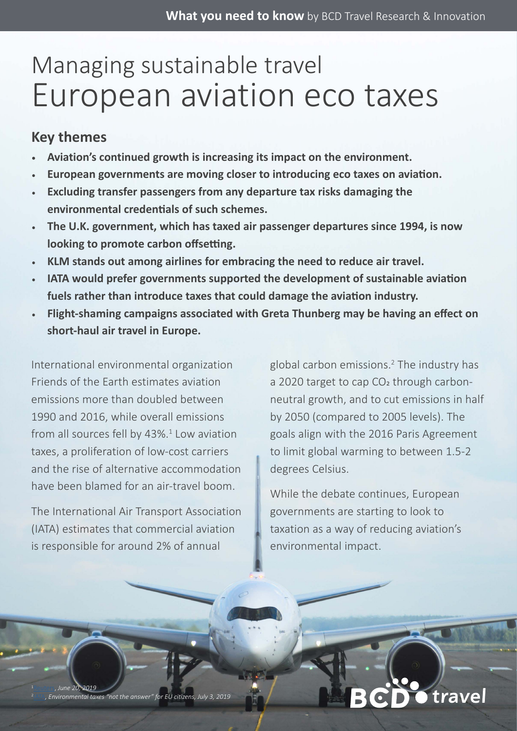# Managing sustainable travel
# European aviation eco taxes

## Key themes

- **Aviation's continued growth is increasing its impact on the environment.**
- **European governments are moving closer to introducing eco taxes on aviation.**
- **Excluding transfer passengers from any departure tax risks damaging the environmental credentials of such schemes.**
- **The U.K. government, which has taxed air passenger departures since 1994, is now looking to promote carbon offsetting.**
- **KLM stands out among airlines for embracing the need to reduce air travel.**
- **IATA would prefer governments supported the development of sustainable aviation fuels rather than introduce taxes that could damage the aviation industry.**
- **Flight-shaming campaigns associated with Greta Thunberg may be having an effect on short-haul air travel in Europe.**

International environmental organization Friends of the Earth estimates aviation emissions more than doubled between 1990 and 2016, while overall emissions from all sources fell by 43%.[1] Low aviation taxes, a proliferation of low-cost carriers and the rise of alternative accommodation have been blamed for an air-travel boom.

The International Air Transport Association (IATA) estimates that commercial aviation is responsible for around 2% of annual global carbon emissions.[2] The industry has a 2020 target to cap $CO_2$ through carbon-neutral growth, and to cut emissions in half by 2050 (compared to 2005 levels). The goals align with the 2016 Paris Agreement to limit global warming to between 1.5-2 degrees Celsius.

While the debate continues, European governments are starting to look to taxation as a way of reducing aviation's environmental impact.

[1] Reuters, *June 20, 2019*

[2] IATA, *Environmental taxes "not the answer" for EU citizens, July 3, 2019*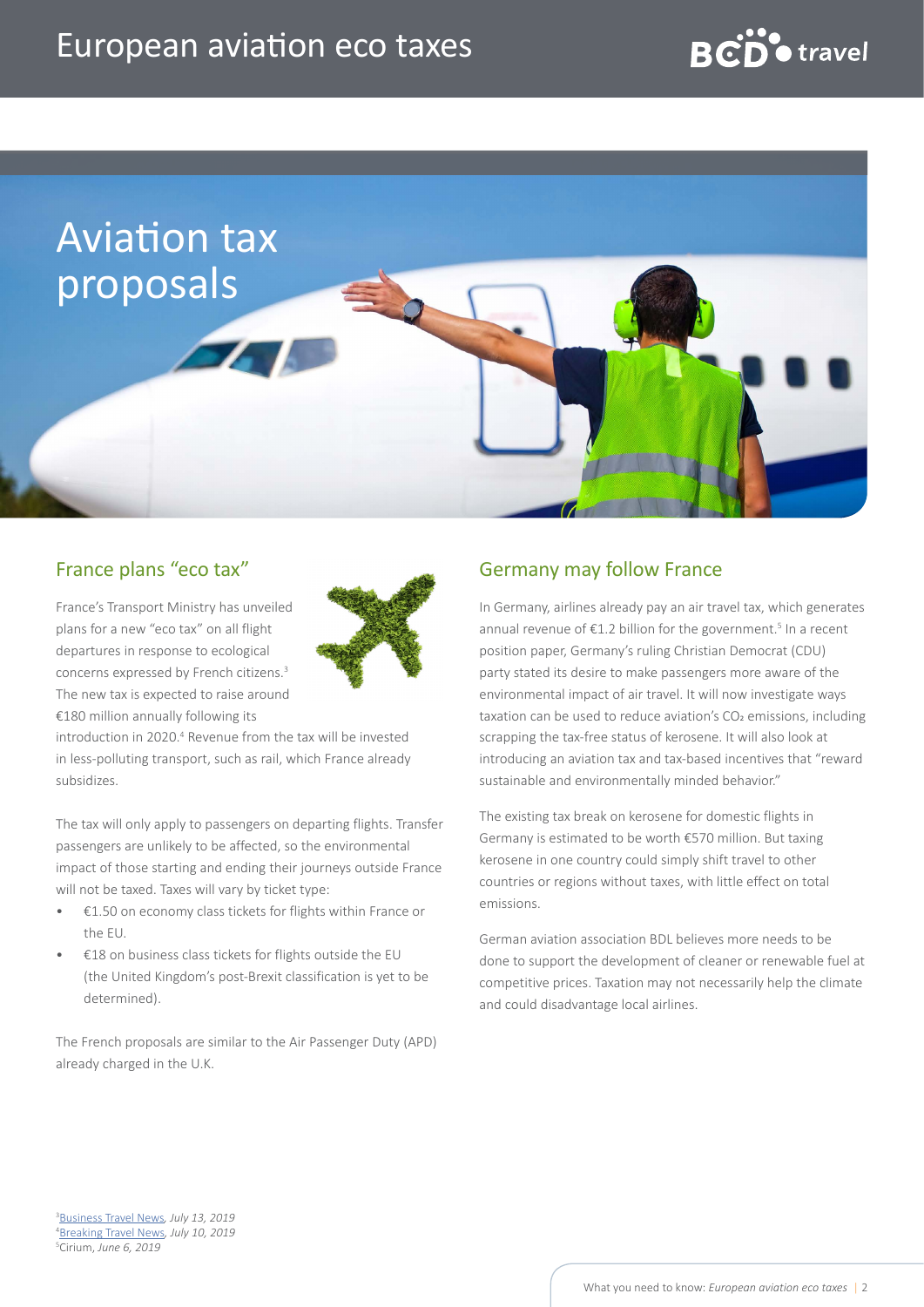# Aviation tax proposals

## France plans "eco tax"

France's Transport Ministry has unveiled plans for a new "eco tax" on all flight departures in response to ecological concerns expressed by French citizens.[3] The new tax is expected to raise around €180 million annually following its introduction in 2020.[4] Revenue from the tax will be invested in less-polluting transport, such as rail, which France already subsidizes.

The tax will only apply to passengers on departing flights. Transfer passengers are unlikely to be affected, so the environmental impact of those starting and ending their journeys outside France will not be taxed. Taxes will vary by ticket type:

- €1.50 on economy class tickets for flights within France or the EU.
- €18 on business class tickets for flights outside the EU (the United Kingdom's post-Brexit classification is yet to be determined).

The French proposals are similar to the Air Passenger Duty (APD) already charged in the U.K.

## Germany may follow France

In Germany, airlines already pay an air travel tax, which generates annual revenue of €1.2 billion for the government.[5] In a recent position paper, Germany's ruling Christian Democrat (CDU) party stated its desire to make passengers more aware of the environmental impact of air travel. It will now investigate ways taxation can be used to reduce aviation's $CO_2$ emissions, including scrapping the tax-free status of kerosene. It will also look at introducing an aviation tax and tax-based incentives that "reward sustainable and environmentally minded behavior."

The existing tax break on kerosene for domestic flights in Germany is estimated to be worth €570 million. But taxing kerosene in one country could simply shift travel to other countries or regions without taxes, with little effect on total emissions.

German aviation association BDL believes more needs to be done to support the development of cleaner or renewable fuel at competitive prices. Taxation may not necessarily help the climate and could disadvantage local airlines.

[3] Business Travel News, *July 13, 2019*
[4] Breaking Travel News, *July 10, 2019*
[5] Cirium, *June 6, 2019*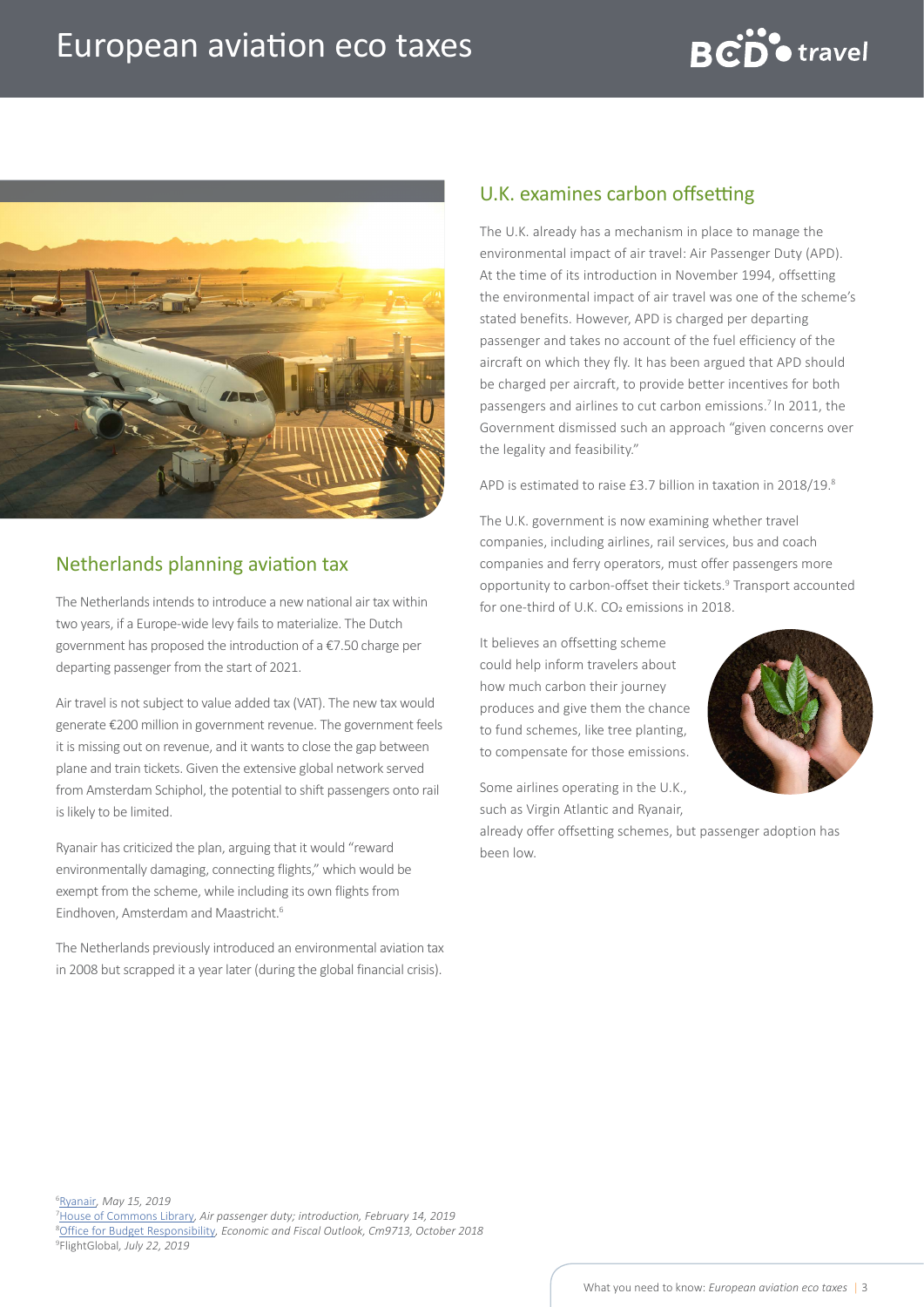## Netherlands planning aviation tax

The Netherlands intends to introduce a new national air tax within two years, if a Europe-wide levy fails to materialize. The Dutch government has proposed the introduction of a €7.50 charge per departing passenger from the start of 2021.

Air travel is not subject to value added tax (VAT). The new tax would generate €200 million in government revenue. The government feels it is missing out on revenue, and it wants to close the gap between plane and train tickets. Given the extensive global network served from Amsterdam Schiphol, the potential to shift passengers onto rail is likely to be limited.

Ryanair has criticized the plan, arguing that it would "reward environmentally damaging, connecting flights," which would be exempt from the scheme, while including its own flights from Eindhoven, Amsterdam and Maastricht.[6]

The Netherlands previously introduced an environmental aviation tax in 2008 but scrapped it a year later (during the global financial crisis).

## U.K. examines carbon offsetting

The U.K. already has a mechanism in place to manage the environmental impact of air travel: Air Passenger Duty (APD). At the time of its introduction in November 1994, offsetting the environmental impact of air travel was one of the scheme's stated benefits. However, APD is charged per departing passenger and takes no account of the fuel efficiency of the aircraft on which they fly. It has been argued that APD should be charged per aircraft, to provide better incentives for both passengers and airlines to cut carbon emissions.[7] In 2011, the Government dismissed such an approach "given concerns over the legality and feasibility."

APD is estimated to raise £3.7 billion in taxation in 2018/19.[8]

The U.K. government is now examining whether travel companies, including airlines, rail services, bus and coach companies and ferry operators, must offer passengers more opportunity to carbon-offset their tickets.[9] Transport accounted for one-third of U.K. $CO_2$ emissions in 2018.

It believes an offsetting scheme could help inform travelers about how much carbon their journey produces and give them the chance to fund schemes, like tree planting, to compensate for those emissions.

Some airlines operating in the U.K., such as Virgin Atlantic and Ryanair, already offer offsetting schemes, but passenger adoption has been low.

[6] Ryanair, *May 15, 2019*
[7] House of Commons Library, *Air passenger duty; introduction, February 14, 2019*
[8] Office for Budget Responsibility, *Economic and Fiscal Outlook, Cm9713, October 2018*
[9] FlightGlobal, *July 22, 2019*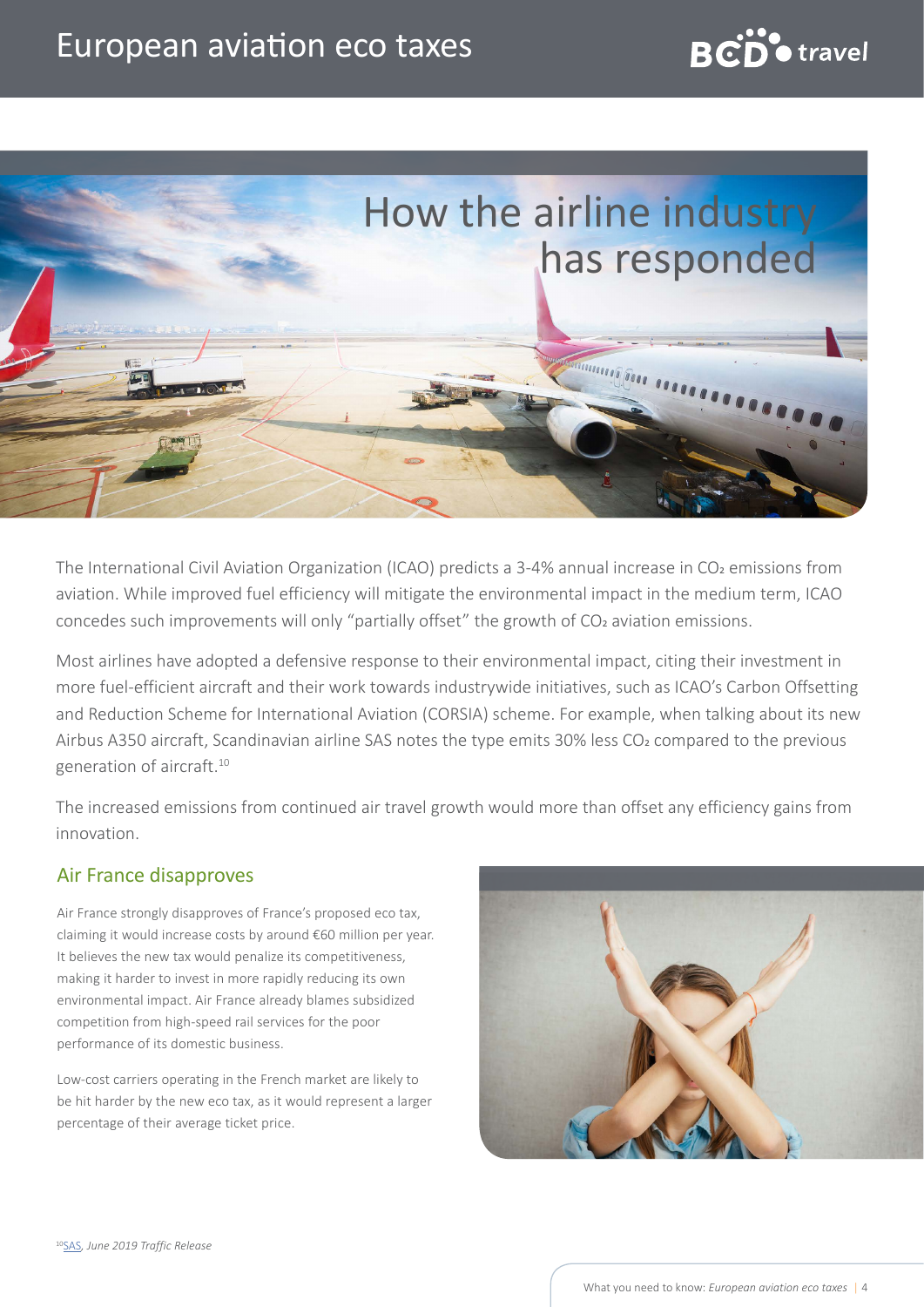# How the airline industry has responded

The International Civil Aviation Organization (ICAO) predicts a 3-4% annual increase in $CO_2$ emissions from aviation. While improved fuel efficiency will mitigate the environmental impact in the medium term, ICAO concedes such improvements will only "partially offset" the growth of $CO_2$ aviation emissions.

Most airlines have adopted a defensive response to their environmental impact, citing their investment in more fuel-efficient aircraft and their work towards industrywide initiatives, such as ICAO's Carbon Offsetting and Reduction Scheme for International Aviation (CORSIA) scheme. For example, when talking about its new Airbus A350 aircraft, Scandinavian airline SAS notes the type emits 30% less $CO_2$ compared to the previous generation of aircraft.[10]

The increased emissions from continued air travel growth would more than offset any efficiency gains from innovation.

## Air France disapproves

Air France strongly disapproves of France's proposed eco tax, claiming it would increase costs by around €60 million per year. It believes the new tax would penalize its competitiveness, making it harder to invest in more rapidly reducing its own environmental impact. Air France already blames subsidized competition from high-speed rail services for the poor performance of its domestic business.

Low-cost carriers operating in the French market are likely to be hit harder by the new eco tax, as it would represent a larger percentage of their average ticket price.

[10] SAS, *June 2019 Traffic Release*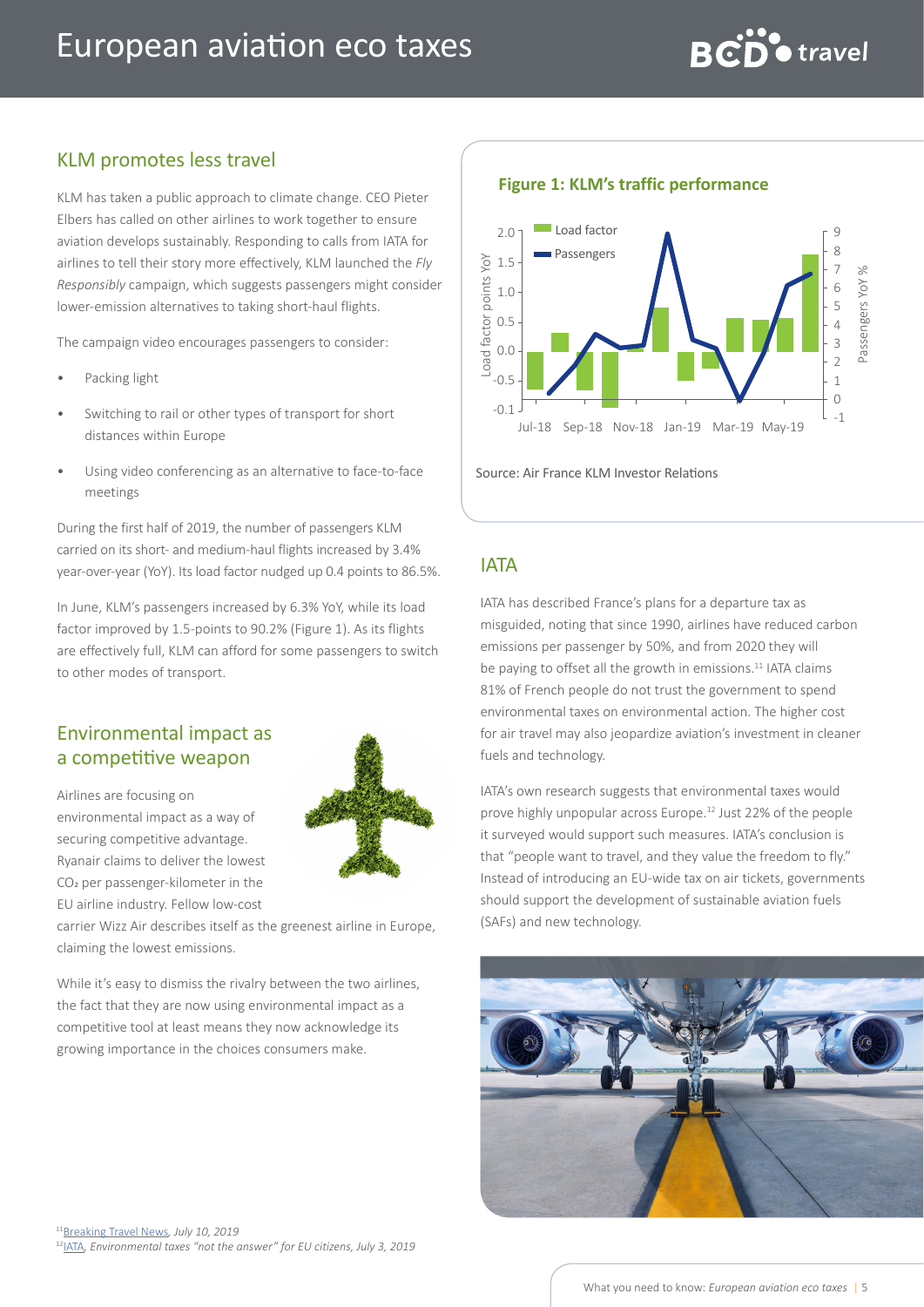## KLM promotes less travel

KLM has taken a public approach to climate change. CEO Pieter Elbers has called on other airlines to work together to ensure aviation develops sustainably. Responding to calls from IATA for airlines to tell their story more effectively, KLM launched the *Fly Responsibly* campaign, which suggests passengers might consider lower-emission alternatives to taking short-haul flights.

The campaign video encourages passengers to consider:

- Packing light
- Switching to rail or other types of transport for short distances within Europe
- Using video conferencing as an alternative to face-to-face meetings

During the first half of 2019, the number of passengers KLM carried on its short- and medium-haul flights increased by 3.4% year-over-year (YoY). Its load factor nudged up 0.4 points to 86.5%.

In June, KLM's passengers increased by 6.3% YoY, while its load factor improved by 1.5-points to 90.2% (Figure 1). As its flights are effectively full, KLM can afford for some passengers to switch to other modes of transport.

## Environmental impact as a competitive weapon

Airlines are focusing on environmental impact as a way of securing competitive advantage. Ryanair claims to deliver the lowest $CO_2$ per passenger-kilometer in the EU airline industry. Fellow low-cost carrier Wizz Air describes itself as the greenest airline in Europe, claiming the lowest emissions.

While it's easy to dismiss the rivalry between the two airlines, the fact that they are now using environmental impact as a competitive tool at least means they now acknowledge its growing importance in the choices consumers make.

### Figure 1: KLM's traffic performance

Source: Air France KLM Investor Relations

## IATA

IATA has described France's plans for a departure tax as misguided, noting that since 1990, airlines have reduced carbon emissions per passenger by 50%, and from 2020 they will be paying to offset all the growth in emissions.[11] IATA claims 81% of French people do not trust the government to spend environmental taxes on environmental action. The higher cost for air travel may also jeopardize aviation's investment in cleaner fuels and technology.

IATA's own research suggests that environmental taxes would prove highly unpopular across Europe.[12] Just 22% of the people it surveyed would support such measures. IATA's conclusion is that "people want to travel, and they value the freedom to fly." Instead of introducing an EU-wide tax on air tickets, governments should support the development of sustainable aviation fuels (SAFs) and new technology.

[11] Breaking Travel News, *July 10, 2019*

[12] IATA, *Environmental taxes "not the answer" for EU citizens, July 3, 2019*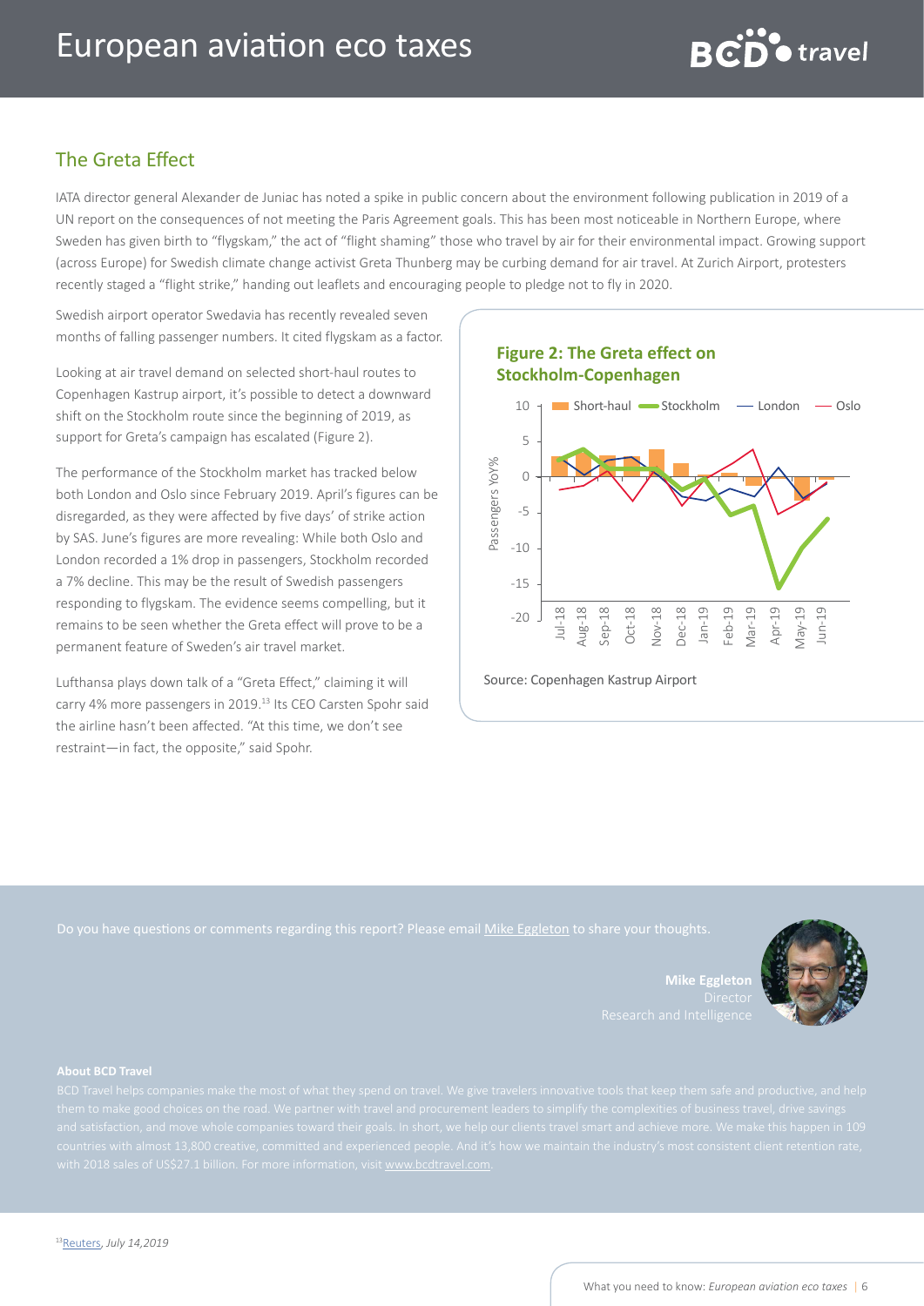# European aviation eco taxes

## The Greta Effect

IATA director general Alexander de Juniac has noted a spike in public concern about the environment following publication in 2019 of a UN report on the consequences of not meeting the Paris Agreement goals. This has been most noticeable in Northern Europe, where Sweden has given birth to "flygskam," the act of "flight shaming" those who travel by air for their environmental impact. Growing support (across Europe) for Swedish climate change activist Greta Thunberg may be curbing demand for air travel. At Zurich Airport, protesters recently staged a "flight strike," handing out leaflets and encouraging people to pledge not to fly in 2020.

Swedish airport operator Swedavia has recently revealed seven months of falling passenger numbers. It cited flygskam as a factor.

Looking at air travel demand on selected short-haul routes to Copenhagen Kastrup airport, it's possible to detect a downward shift on the Stockholm route since the beginning of 2019, as support for Greta's campaign has escalated (Figure 2).

The performance of the Stockholm market has tracked below both London and Oslo since February 2019. April's figures can be disregarded, as they were affected by five days' of strike action by SAS. June's figures are more revealing: While both Oslo and London recorded a 1% drop in passengers, Stockholm recorded a 7% decline. This may be the result of Swedish passengers responding to flygskam. The evidence seems compelling, but it remains to be seen whether the Greta effect will prove to be a permanent feature of Sweden's air travel market.

Lufthansa plays down talk of a "Greta Effect," claiming it will carry 4% more passengers in 2019.[13] Its CEO Carsten Spohr said the airline hasn't been affected. "At this time, we don't see restraint—in fact, the opposite," said Spohr.

**Figure 2: The Greta effect on Stockholm-Copenhagen**

Short-haul, Stockholm, London, Oslo

Passengers YoY%

10, 5, 0, -5, -10, -15, -20

Jul-18, Aug-18, Sep-18, Oct-18, Nov-18, Dec-18, Jan-19, Feb-19, Mar-19, Apr-19, May-19, Jun-19

Source: Copenhagen Kastrup Airport

Do you have questions or comments regarding this report? Please email Mike Eggleton to share your thoughts.

**Mike Eggleton**
Director
Research and Intelligence

**About BCD Travel**

BCD Travel helps companies make the most of what they spend on travel. We give travelers innovative tools that keep them safe and productive, and help them to make good choices on the road. We partner with travel and procurement leaders to simplify the complexities of business travel, drive savings and satisfaction, and move whole companies toward their goals. In short, we help our clients travel smart and achieve more. We make this happen in 109 countries with almost 13,800 creative, committed and experienced people. And it's how we maintain the industry's most consistent client retention rate, with 2018 sales of US$27.1 billion. For more information, visit www.bcdtravel.com.

[13] Reuters, *July 14,2019*